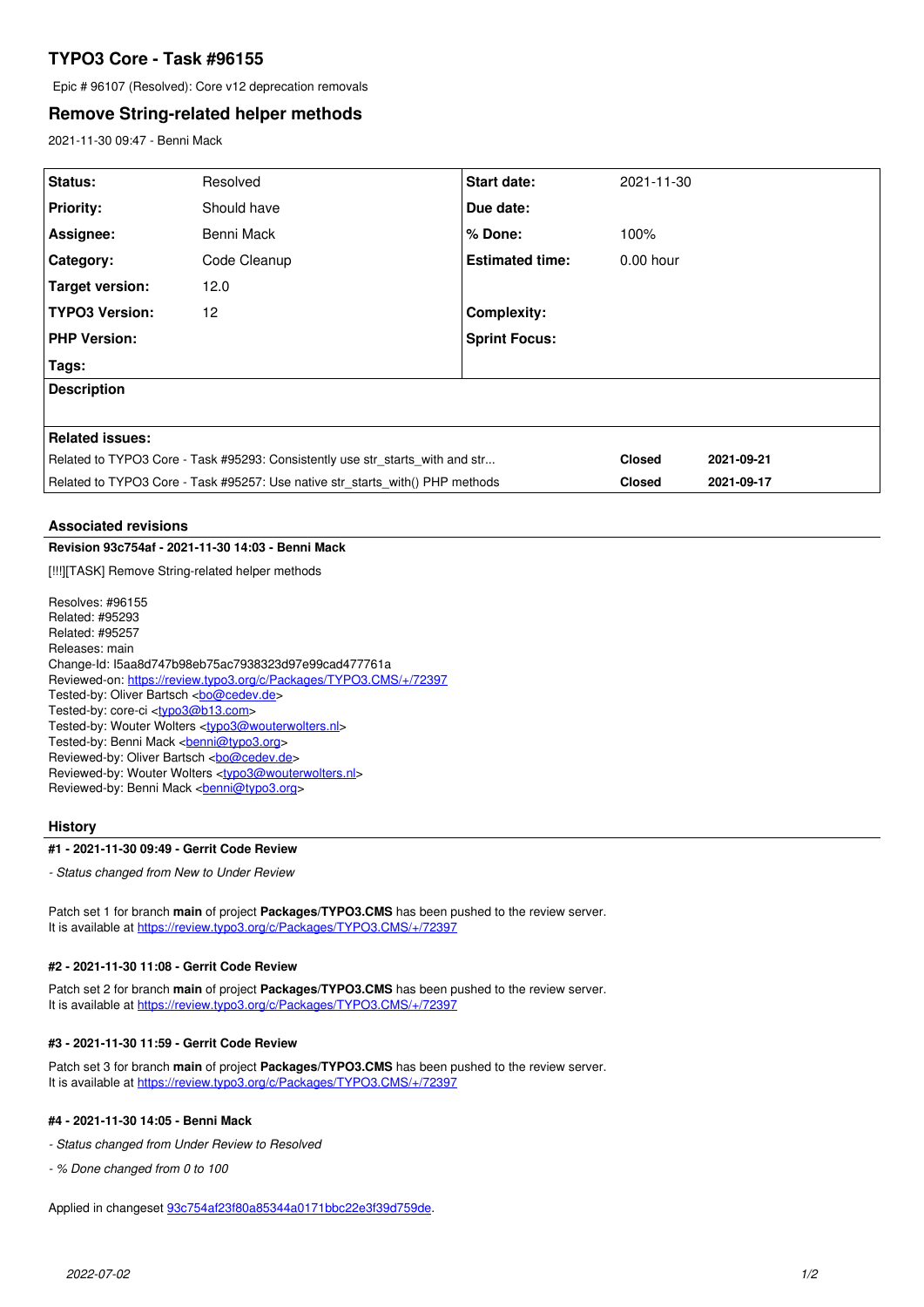# TYPO3 Core - Task #96155

Epic # 96107 (Resolved): Core v12 deprecation removals

## Remove String-related helper methods

2021-11-30 09:47 - Benni Mack

| Status: | Resolved | Start date: | 2021-11-30 |
|---|---|---|---|
| Priority: | Should have | Due date: | |
| Assignee: | Benni Mack | % Done: | 100% |
| Category: | Code Cleanup | Estimated time: | 0.00 hour |
| Target version: | 12.0 | | |
| TYPO3 Version: | 12 | Complexity: | |
| PHP Version: | | Sprint Focus: | |
| Tags: | | | |

**Description**

**Related issues:**

| | | |
|---|---|---|
| Related to TYPO3 Core - Task #95293: Consistently use str_starts_with and str... | Closed | 2021-09-21 |
| Related to TYPO3 Core - Task #95257: Use native str_starts_with() PHP methods | Closed | 2021-09-17 |

### Associated revisions

**Revision 93c754af - 2021-11-30 14:03 - Benni Mack**

[!!!][TASK] Remove String-related helper methods

Resolves: #96155
Related: #95293
Related: #95257
Releases: main
Change-Id: I5aa8d747b98eb75ac7938323d97e99cad477761a
Reviewed-on: https://review.typo3.org/c/Packages/TYPO3.CMS/+/72397
Tested-by: Oliver Bartsch <bo@cedev.de>
Tested-by: core-ci <typo3@b13.com>
Tested-by: Wouter Wolters <typo3@wouterwolters.nl>
Tested-by: Benni Mack <benni@typo3.org>
Reviewed-by: Oliver Bartsch <bo@cedev.de>
Reviewed-by: Wouter Wolters <typo3@wouterwolters.nl>
Reviewed-by: Benni Mack <benni@typo3.org>

### History

**#1 - 2021-11-30 09:49 - Gerrit Code Review**

*- Status changed from New to Under Review*

Patch set 1 for branch **main** of project **Packages/TYPO3.CMS** has been pushed to the review server.
It is available at https://review.typo3.org/c/Packages/TYPO3.CMS/+/72397

**#2 - 2021-11-30 11:08 - Gerrit Code Review**

Patch set 2 for branch **main** of project **Packages/TYPO3.CMS** has been pushed to the review server.
It is available at https://review.typo3.org/c/Packages/TYPO3.CMS/+/72397

**#3 - 2021-11-30 11:59 - Gerrit Code Review**

Patch set 3 for branch **main** of project **Packages/TYPO3.CMS** has been pushed to the review server.
It is available at https://review.typo3.org/c/Packages/TYPO3.CMS/+/72397

**#4 - 2021-11-30 14:05 - Benni Mack**

*- Status changed from Under Review to Resolved*

*- % Done changed from 0 to 100*

Applied in changeset 93c754af23f80a85344a0171bbc22e3f39d759de.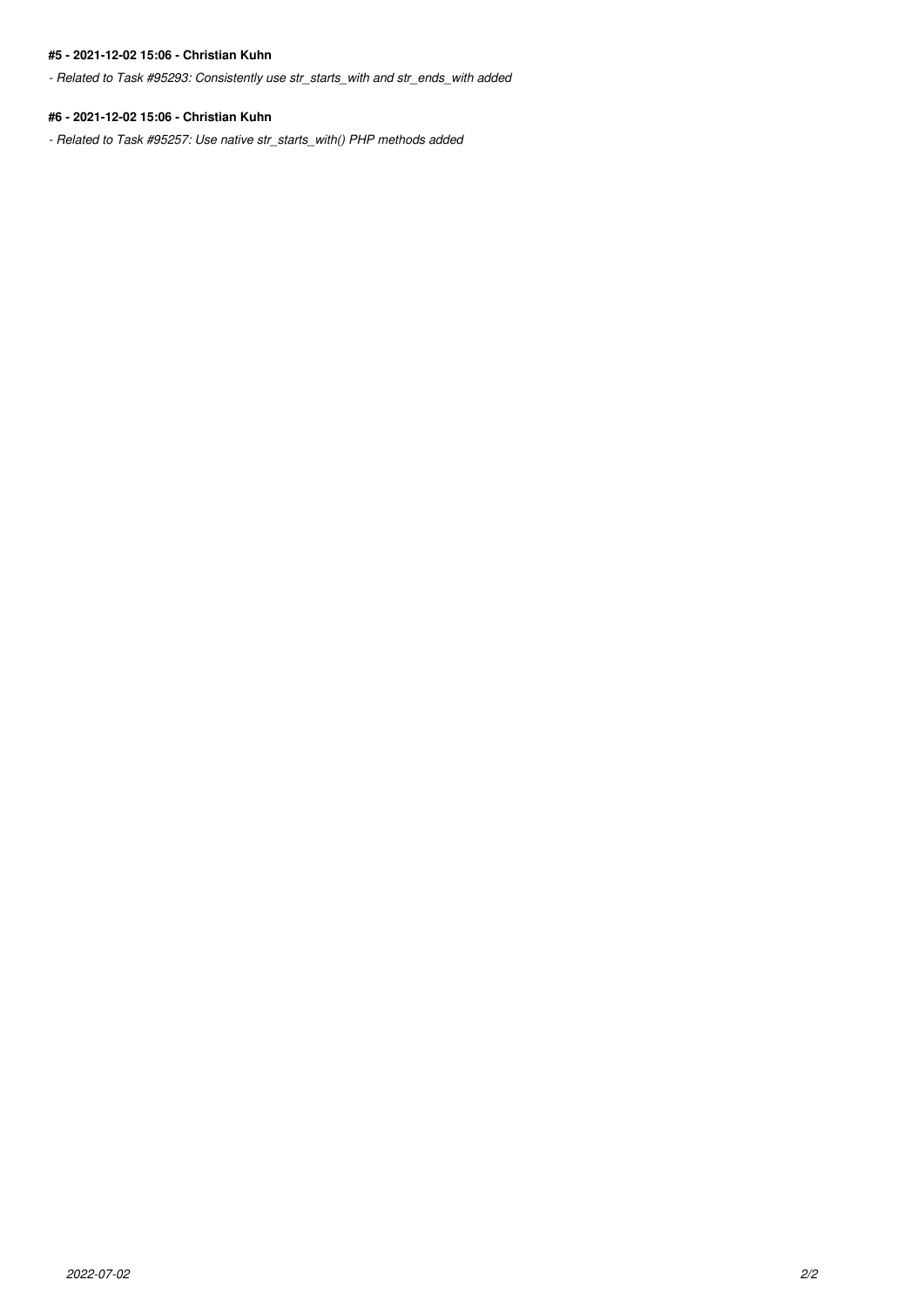#### #5 - 2021-12-02 15:06 - Christian Kuhn

*- Related to Task #95293: Consistently use str_starts_with and str_ends_with added*

#### #6 - 2021-12-02 15:06 - Christian Kuhn

*- Related to Task #95257: Use native str_starts_with() PHP methods added*